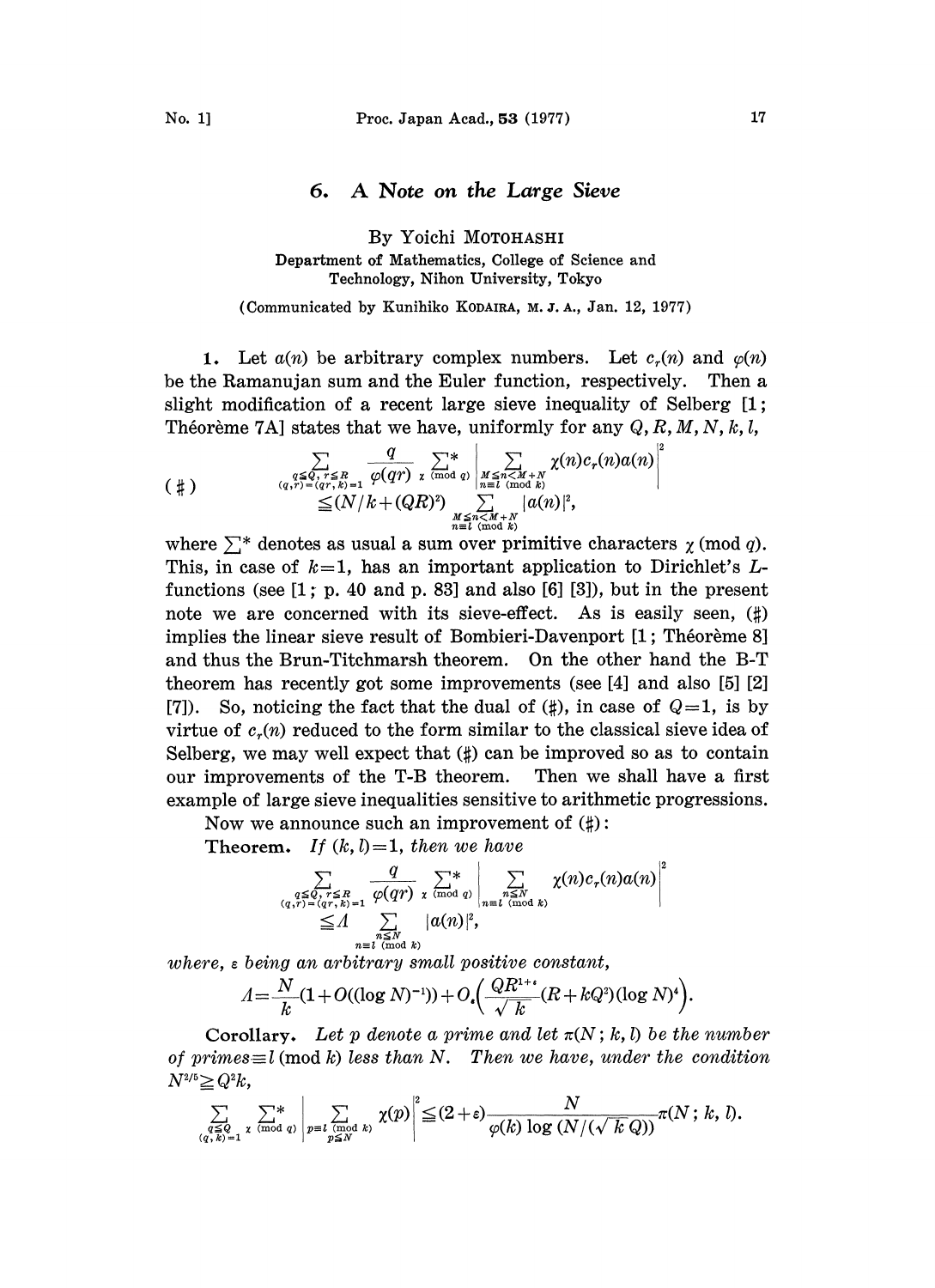# 6. A Note on the Large Sieve

By Yoichi MOTOHASHI

Department of Mathematics, College of Science and Technology, Nihon University, Tokyo

(Communicated by Kunihiko KODAIRA, M. J. A., Jan. 12, 1977)

1. Let $a(n)$ be arbitrary complex numbers. Let $c_r(n)$ and $\varphi(n)$ be the Ramanujan sum and the Euler function, respectively. Then a slight modification of a recent large sieve inequality of Selberg [1; Théorème 7A] states that we have, uniformly for any $Q, R, M, N, k, l$,

$$(\sharp) \qquad \sum_{\substack{q \leq Q,\, r \leq R \\ (q,r)=(qr,k)=1}} \frac{q}{\varphi(qr)} \sideset{}{^*}\sum_{\chi \,(\mathrm{mod}\, q)} \Bigg| \sum_{\substack{M \leq n < M+N \\ n \equiv l \,(\mathrm{mod}\, k)}} \chi(n) c_r(n) a(n) \Bigg|^2 \leqq (N/k + (QR)^2) \sum_{\substack{M \leq n < M+N \\ n \equiv l \,(\mathrm{mod}\, k)}} |a(n)|^2,$$

where $\sum^*$ denotes as usual a sum over primitive characters $\chi \,(\mathrm{mod}\, q)$. This, in case of $k=1$, has an important application to Dirichlet's $L$-functions (see [1; p. 40 and p. 83] and also [6] [3]), but in the present note we are concerned with its sieve-effect. As is easily seen, ($\sharp$) implies the linear sieve result of Bombieri-Davenport [1; Théorème 8] and thus the Brun-Titchmarsh theorem. On the other hand the B-T theorem has recently got some improvements (see [4] and also [5] [2] [7]). So, noticing the fact that the dual of ($\sharp$), in case of $Q=1$, is by virtue of $c_r(n)$ reduced to the form similar to the classical sieve idea of Selberg, we may well expect that ($\sharp$) can be improved so as to contain our improvements of the T-B theorem. Then we shall have a first example of large sieve inequalities sensitive to arithmetic progressions.

Now we announce such an improvement of ($\sharp$):

**Theorem.** *If $(k,l)=1$, then we have*

$$\sum_{\substack{q \leq Q,\, r \leq R \\ (q,r)=(qr,k)=1}} \frac{q}{\varphi(qr)} \sideset{}{^*}\sum_{\chi \,(\mathrm{mod}\, q)} \Bigg| \sum_{\substack{n \leq N \\ n \equiv l \,(\mathrm{mod}\, k)}} \chi(n) c_r(n) a(n) \Bigg|^2 \leqq \Lambda \sum_{\substack{n \leq N \\ n \equiv l \,(\mathrm{mod}\, k)}} |a(n)|^2,$$

*where, $\varepsilon$ being an arbitrary small positive constant,*

$$\Lambda = \frac{N}{k}(1 + O((\log N)^{-1})) + O_\varepsilon\Big(\frac{QR^{1+\varepsilon}}{\sqrt{k}}(R + kQ^2)(\log N)^4\Big).$$

**Corollary.** *Let $p$ denote a prime and let $\pi(N; k, l)$ be the number of primes $\equiv l \,(\mathrm{mod}\, k)$ less than $N$. Then we have, under the condition $N^{2/5} \geqq Q^2 k$,*

$$\sum_{\substack{q \leq Q \\ (q,k)=1}} \sideset{}{^*}\sum_{\chi \,(\mathrm{mod}\, q)} \Bigg| \sum_{\substack{p \equiv l \,(\mathrm{mod}\, k) \\ p \leq N}} \chi(p) \Bigg|^2 \leqq (2+\varepsilon) \frac{N}{\varphi(k) \log (N/(\sqrt{k}\, Q))} \pi(N; k, l).$$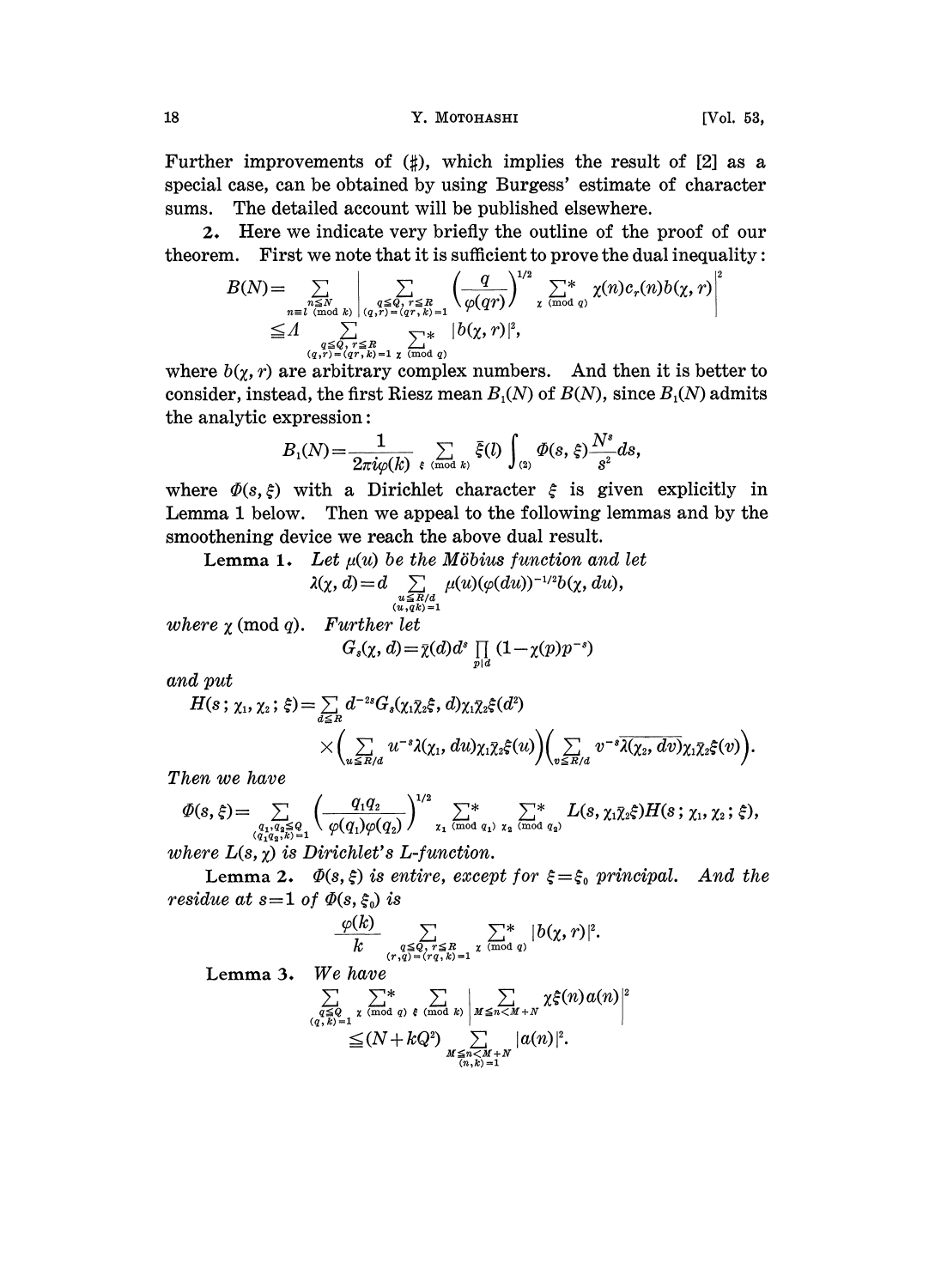Further improvements of (♯), which implies the result of [2] as a special case, can be obtained by using Burgess' estimate of character sums. The detailed account will be published elsewhere.

**2.** Here we indicate very briefly the outline of the proof of our theorem. First we note that it is sufficient to prove the dual inequality:

$$B(N)=\sum_{\substack{n\leq N\\ n\equiv l \pmod k}}\left|\sum_{\substack{q\leq Q,\ r\leq R\\ (q,r)=(qr,k)=1}}\left(\frac{q}{\varphi(qr)}\right)^{1/2}\sideset{}{^*}\sum_{\chi \pmod q}\chi(n)c_r(n)b(\chi,r)\right|^2$$

$$\leq \Delta \sum_{\substack{q\leq Q,\ r\leq R\\ (q,r)=(qr,k)=1}}\sideset{}{^*}\sum_{\chi \pmod q}|b(\chi,r)|^2,$$

where $b(\chi,r)$ are arbitrary complex numbers. And then it is better to consider, instead, the first Riesz mean $B_1(N)$ of $B(N)$, since $B_1(N)$ admits the analytic expression:

$$B_1(N)=\frac{1}{2\pi i\varphi(k)}\sum_{\xi \pmod k}\bar{\xi}(l)\int_{(2)}\Phi(s,\xi)\frac{N^s}{s^2}ds,$$

where $\Phi(s,\xi)$ with a Dirichlet character $\xi$ is given explicitly in Lemma 1 below. Then we appeal to the following lemmas and by the smoothening device we reach the above dual result.

**Lemma 1.** *Let $\mu(u)$ be the Möbius function and let*

$$\lambda(\chi,d)=d\sum_{\substack{u\leq R/d\\ (u,qk)=1}}\mu(u)(\varphi(du))^{-1/2}b(\chi,du),$$

*where $\chi \pmod q$. Further let*

$$G_s(\chi,d)=\bar{\chi}(d)d^s\prod_{p|d}(1-\chi(p)p^{-s})$$

*and put*

$$H(s;\chi_1,\chi_2;\xi)=\sum_{d\leq R}d^{-2s}G_s(\chi_1\bar{\chi}_2\xi,d)\chi_1\bar{\chi}_2\xi(d^2)$$

$$\times\left(\sum_{u\leq R/d}u^{-s}\lambda(\chi_1,du)\chi_1\bar{\chi}_2\xi(u)\right)\left(\sum_{v\leq R/d}v^{-s}\overline{\lambda(\chi_2,dv)}\chi_1\bar{\chi}_2\xi(v)\right).$$

*Then we have*

$$\Phi(s,\xi)=\sum_{\substack{q_1,q_2\leq Q\\ (q_1q_2,k)=1}}\left(\frac{q_1q_2}{\varphi(q_1)\varphi(q_2)}\right)^{1/2}\sideset{}{^*}\sum_{\chi_1 \pmod{q_1}}\sideset{}{^*}\sum_{\chi_2 \pmod{q_2}}L(s,\chi_1\bar{\chi}_2\xi)H(s;\chi_1,\chi_2;\xi),$$

*where $L(s,\chi)$ is Dirichlet's L-function.*

**Lemma 2.** *$\Phi(s,\xi)$ is entire, except for $\xi=\xi_0$ principal. And the residue at $s=1$ of $\Phi(s,\xi_0)$ is*

$$\frac{\varphi(k)}{k}\sum_{\substack{q\leq Q,\ r\leq R\\ (r,q)=(rq,k)=1}}\sideset{}{^*}\sum_{\chi \pmod q}|b(\chi,r)|^2.$$

**Lemma 3.** *We have*

$$\sum_{\substack{q\leq Q\\ (q,k)=1}}\sideset{}{^*}\sum_{\chi \pmod q}\sum_{\xi \pmod k}\left|\sum_{M\leq n<M+N}\chi\xi(n)a(n)\right|^2$$

$$\leq (N+kQ^2)\sum_{\substack{M\leq n<M+N\\ (n,k)=1}}|a(n)|^2.$$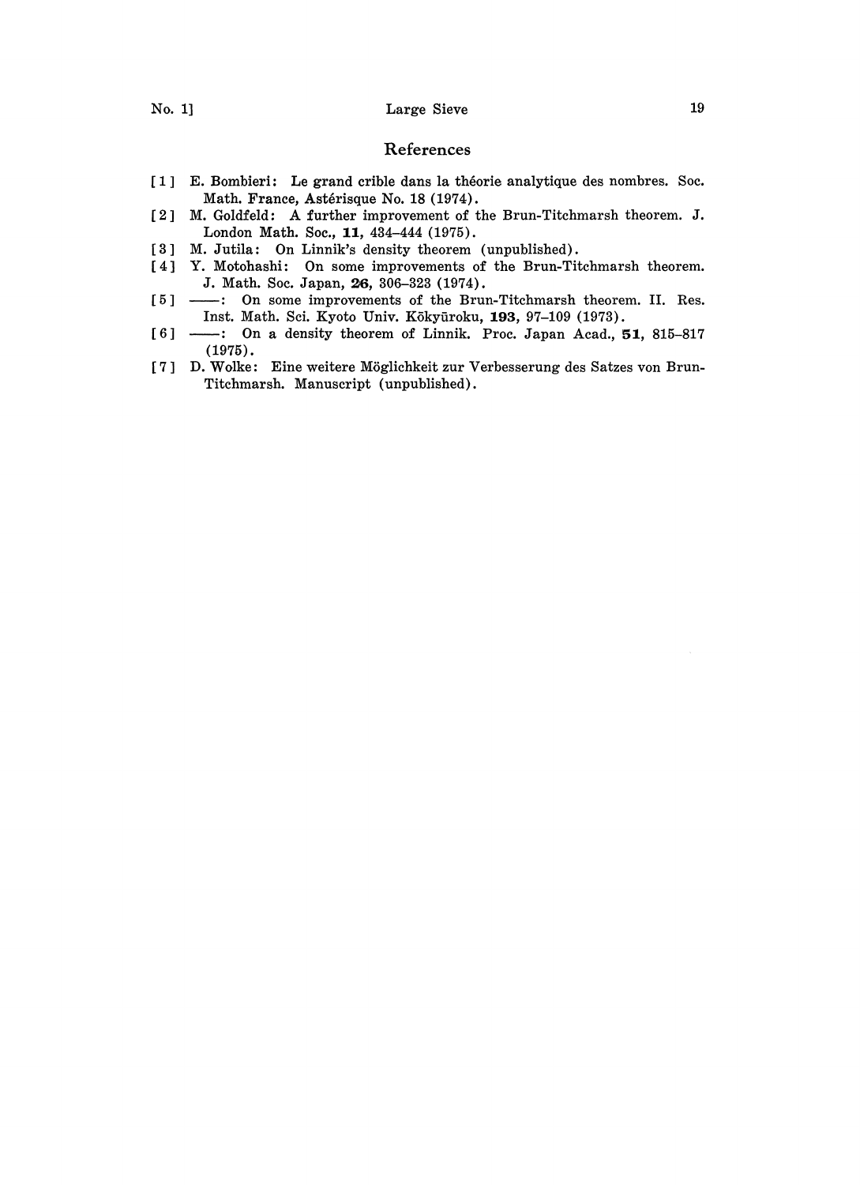## References

[1] E. Bombieri: Le grand crible dans la théorie analytique des nombres. Soc. Math. France, Astérisque No. 18 (1974).

[2] M. Goldfeld: A further improvement of the Brun-Titchmarsh theorem. J. London Math. Soc., **11**, 434–444 (1975).

[3] M. Jutila: On Linnik's density theorem (unpublished).

[4] Y. Motohashi: On some improvements of the Brun-Titchmarsh theorem. J. Math. Soc. Japan, **26**, 306–323 (1974).

[5] ——: On some improvements of the Brun-Titchmarsh theorem. II. Res. Inst. Math. Sci. Kyoto Univ. Kōkyūroku, **193**, 97–109 (1973).

[6] ——: On a density theorem of Linnik. Proc. Japan Acad., **51**, 815–817 (1975).

[7] D. Wolke: Eine weitere Möglichkeit zur Verbesserung des Satzes von Brun-Titchmarsh. Manuscript (unpublished).